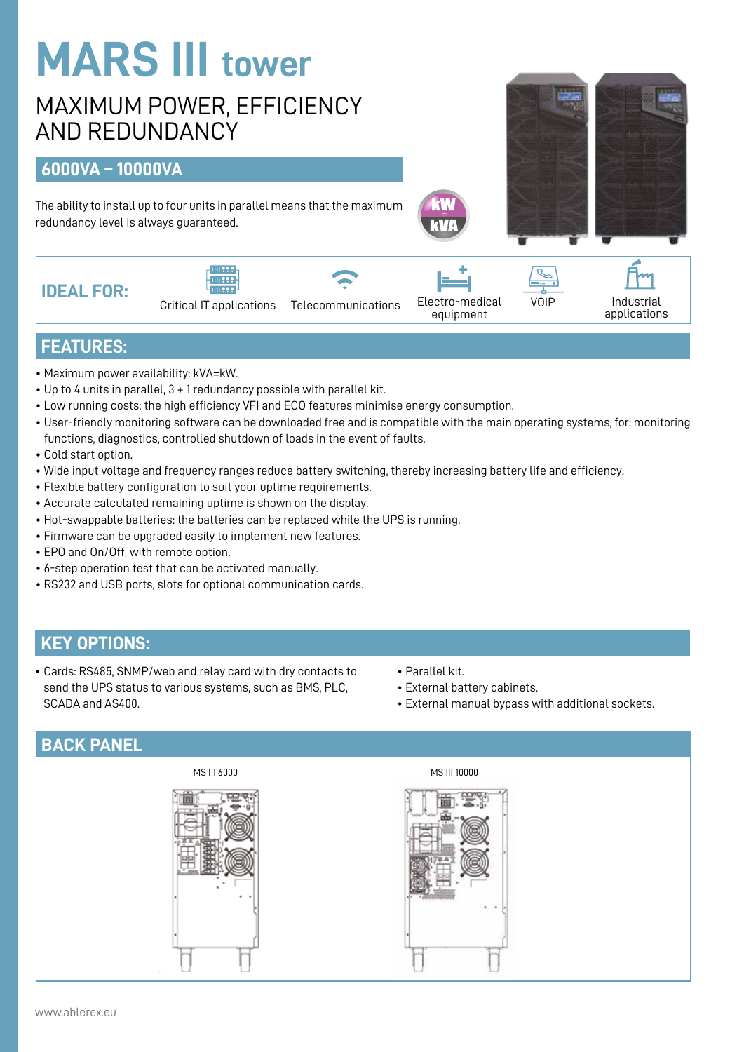# MARS III tower

## MAXIMUM POWER, EFFICIENCY AND REDUNDANCY

### 6000VA – 10000VA

The ability to install up to four units in parallel means that the maximum redundancy level is always guaranteed.

kW = kVA

**IDEAL FOR:** Critical IT applications, Telecommunications, Electro-medical equipment, VOIP, Industrial applications

## FEATURES:

- Maximum power availability: kVA=kW.
- Up to 4 units in parallel, 3 + 1 redundancy possible with parallel kit.
- Low running costs: the high efficiency VFI and ECO features minimise energy consumption.
- User-friendly monitoring software can be downloaded free and is compatible with the main operating systems, for: monitoring functions, diagnostics, controlled shutdown of loads in the event of faults.
- Cold start option.
- Wide input voltage and frequency ranges reduce battery switching, thereby increasing battery life and efficiency.
- Flexible battery configuration to suit your uptime requirements.
- Accurate calculated remaining uptime is shown on the display.
- Hot-swappable batteries: the batteries can be replaced while the UPS is running.
- Firmware can be upgraded easily to implement new features.
- EPO and On/Off, with remote option.
- 6-step operation test that can be activated manually.
- RS232 and USB ports, slots for optional communication cards.

## KEY OPTIONS:

- Cards: RS485, SNMP/web and relay card with dry contacts to send the UPS status to various systems, such as BMS, PLC, SCADA and AS400.
- Parallel kit.
- External battery cabinets.
- External manual bypass with additional sockets.

## BACK PANEL

MS III 6000

MS III 10000

www.ablerex.eu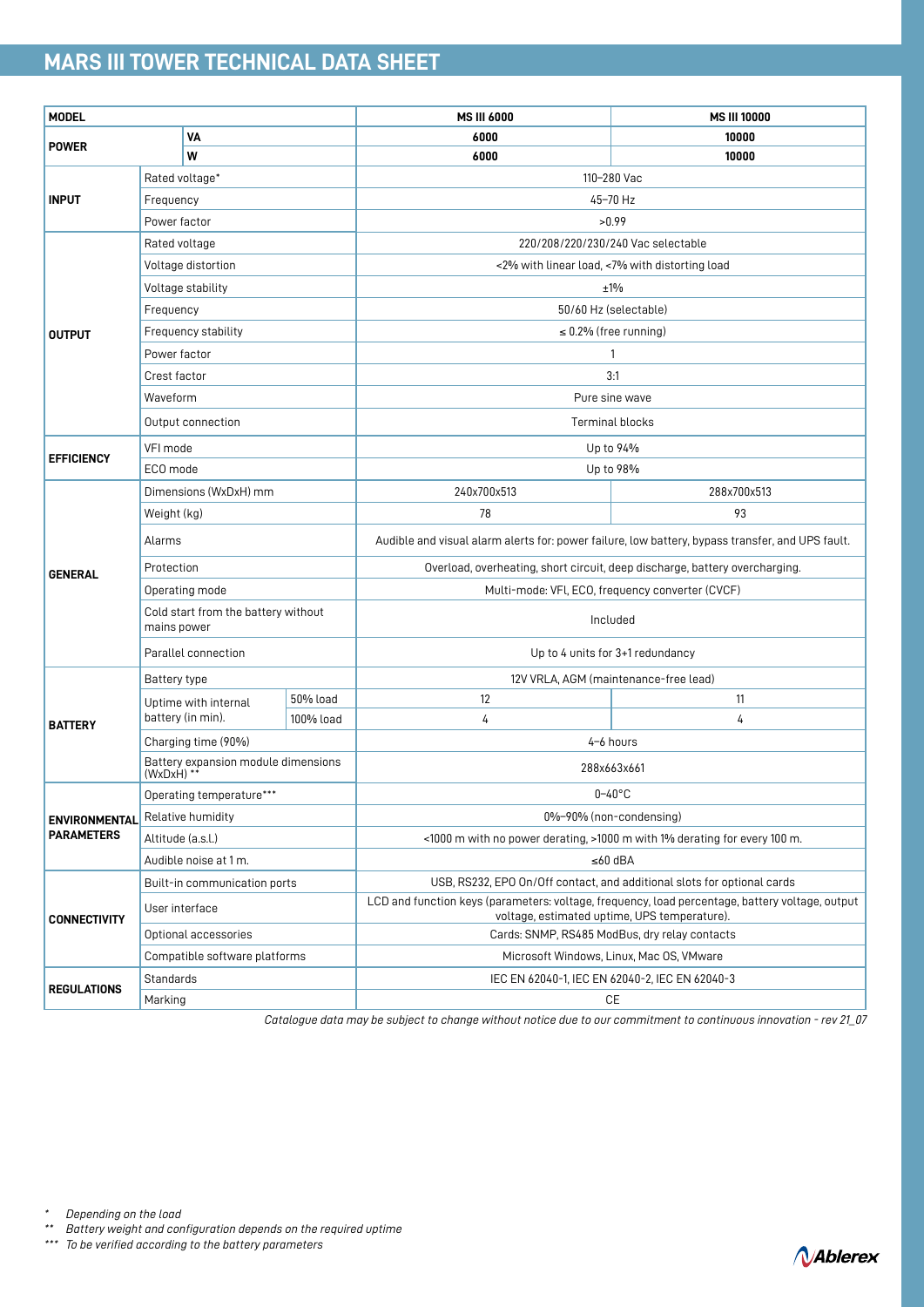# MARS III TOWER TECHNICAL DATA SHEET

| MODEL | | | MS III 6000 | MS III 10000 |
|---|---|---|---|---|
| POWER | VA | | 6000 | 10000 |
| | W | | 6000 | 10000 |
| INPUT | Rated voltage* | | 110–280 Vac | |
| | Frequency | | 45–70 Hz | |
| | Power factor | | >0.99 | |
| OUTPUT | Rated voltage | | 220/208/220/230/240 Vac selectable | |
| | Voltage distortion | | <2% with linear load, <7% with distorting load | |
| | Voltage stability | | ±1% | |
| | Frequency | | 50/60 Hz (selectable) | |
| | Frequency stability | | ≤ 0.2% (free running) | |
| | Power factor | | 1 | |
| | Crest factor | | 3:1 | |
| | Waveform | | Pure sine wave | |
| | Output connection | | Terminal blocks | |
| EFFICIENCY | VFI mode | | Up to 94% | |
| | ECO mode | | Up to 98% | |
| GENERAL | Dimensions (WxDxH) mm | | 240x700x513 | 288x700x513 |
| | Weight (kg) | | 78 | 93 |
| | Alarms | | Audible and visual alarm alerts for: power failure, low battery, bypass transfer, and UPS fault. | |
| | Protection | | Overload, overheating, short circuit, deep discharge, battery overcharging. | |
| | Operating mode | | Multi-mode: VFI, ECO, frequency converter (CVCF) | |
| | Cold start from the battery without mains power | | Included | |
| | Parallel connection | | Up to 4 units for 3+1 redundancy | |
| BATTERY | Battery type | | 12V VRLA, AGM (maintenance-free lead) | |
| | Uptime with internal battery (in min). | 50% load | 12 | 11 |
| | | 100% load | 4 | 4 |
| | Charging time (90%) | | 4–6 hours | |
| | Battery expansion module dimensions (WxDxH) ** | | 288x663x661 | |
| ENVIRONMENTAL PARAMETERS | Operating temperature*** | | 0–40°C | |
| | Relative humidity | | 0%–90% (non-condensing) | |
| | Altitude (a.s.l.) | | <1000 m with no power derating, >1000 m with 1% derating for every 100 m. | |
| | Audible noise at 1 m. | | ≤60 dBA | |
| CONNECTIVITY | Built-in communication ports | | USB, RS232, EPO On/Off contact, and additional slots for optional cards | |
| | User interface | | LCD and function keys (parameters: voltage, frequency, load percentage, battery voltage, output voltage, estimated uptime, UPS temperature). | |
| | Optional accessories | | Cards: SNMP, RS485 ModBus, dry relay contacts | |
| | Compatible software platforms | | Microsoft Windows, Linux, Mac OS, VMware | |
| REGULATIONS | Standards | | IEC EN 62040-1, IEC EN 62040-2, IEC EN 62040-3 | |
| | Marking | | CE | |

*Catalogue data may be subject to change without notice due to our commitment to continuous innovation - rev 21_07*

*\*   Depending on the load*
*\*\*  Battery weight and configuration depends on the required uptime*
*\*\*\* To be verified according to the battery parameters*

Ablerex